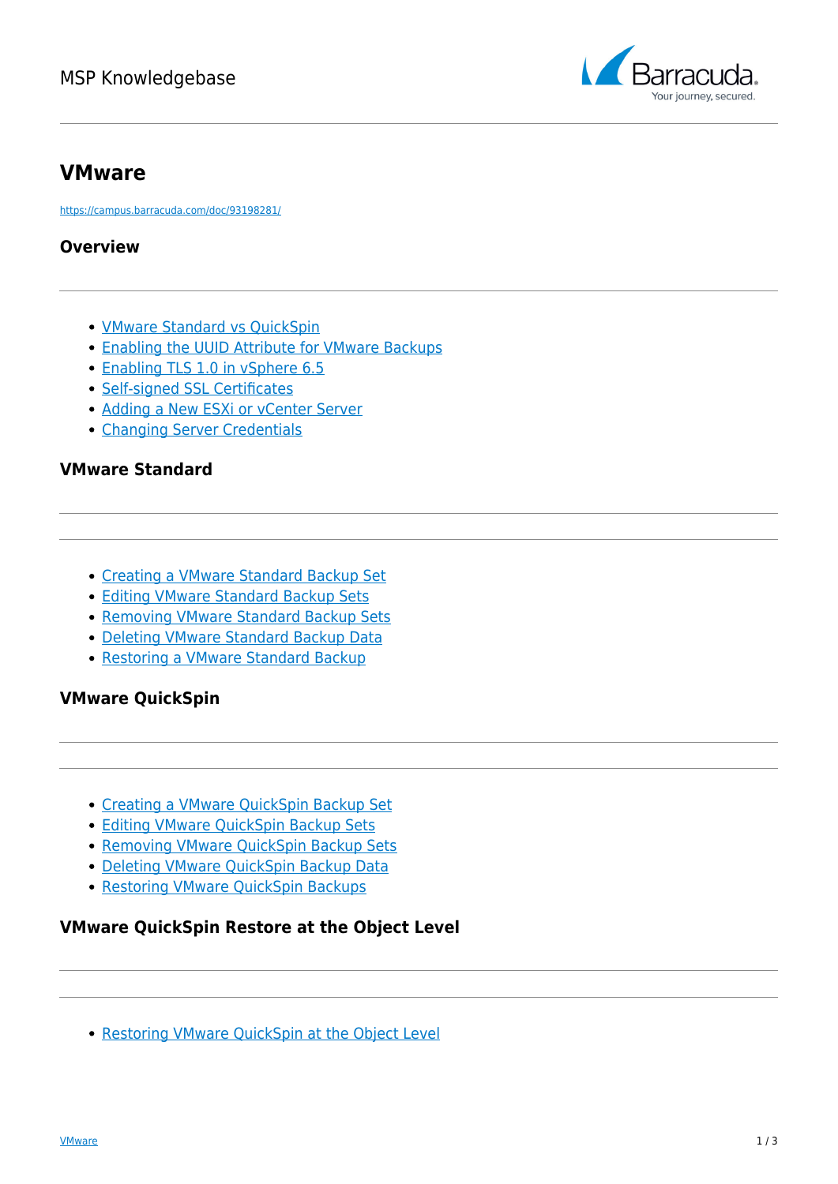# VMware

https://campus.barracuda.com/doc/93198281/

## Overview

- VMware Standard vs QuickSpin
- Enabling the UUID Attribute for VMware Backups
- Enabling TLS 1.0 in vSphere 6.5
- Self-signed SSL Certificates
- Adding a New ESXi or vCenter Server
- Changing Server Credentials

## VMware Standard

- Creating a VMware Standard Backup Set
- Editing VMware Standard Backup Sets
- Removing VMware Standard Backup Sets
- Deleting VMware Standard Backup Data
- Restoring a VMware Standard Backup

## VMware QuickSpin

- Creating a VMware QuickSpin Backup Set
- Editing VMware QuickSpin Backup Sets
- Removing VMware QuickSpin Backup Sets
- Deleting VMware QuickSpin Backup Data
- Restoring VMware QuickSpin Backups

## VMware QuickSpin Restore at the Object Level

- Restoring VMware QuickSpin at the Object Level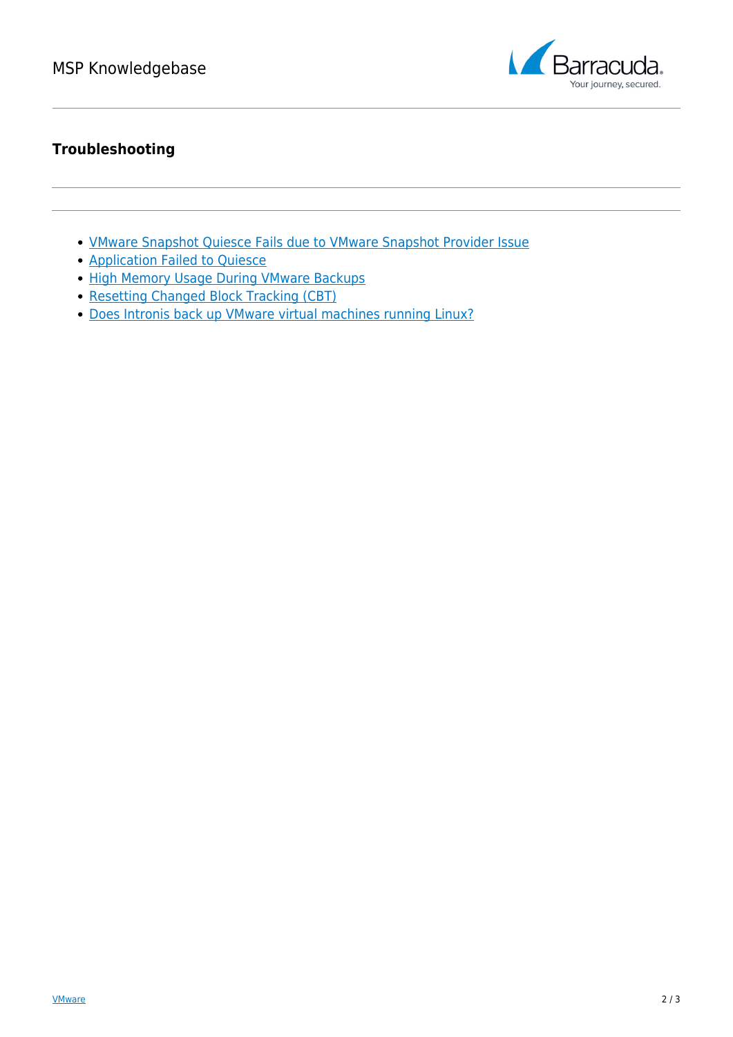## Troubleshooting

- VMware Snapshot Quiesce Fails due to VMware Snapshot Provider Issue
- Application Failed to Quiesce
- High Memory Usage During VMware Backups
- Resetting Changed Block Tracking (CBT)
- Does Intronis back up VMware virtual machines running Linux?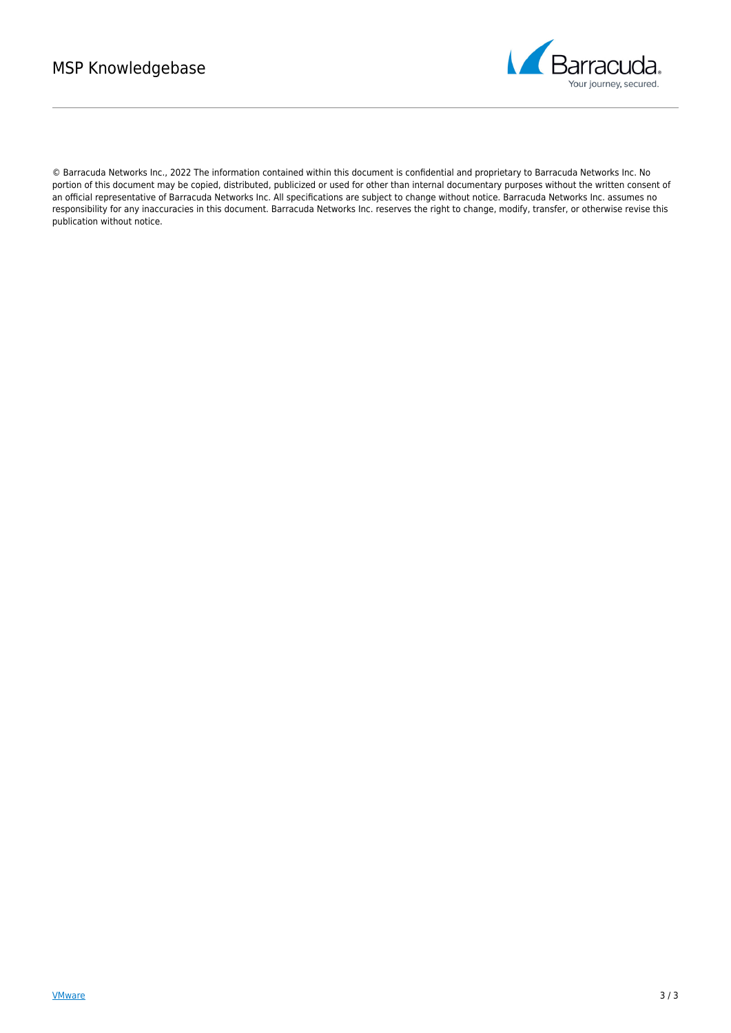© Barracuda Networks Inc., 2022 The information contained within this document is confidential and proprietary to Barracuda Networks Inc. No portion of this document may be copied, distributed, publicized or used for other than internal documentary purposes without the written consent of an official representative of Barracuda Networks Inc. All specifications are subject to change without notice. Barracuda Networks Inc. assumes no responsibility for any inaccuracies in this document. Barracuda Networks Inc. reserves the right to change, modify, transfer, or otherwise revise this publication without notice.